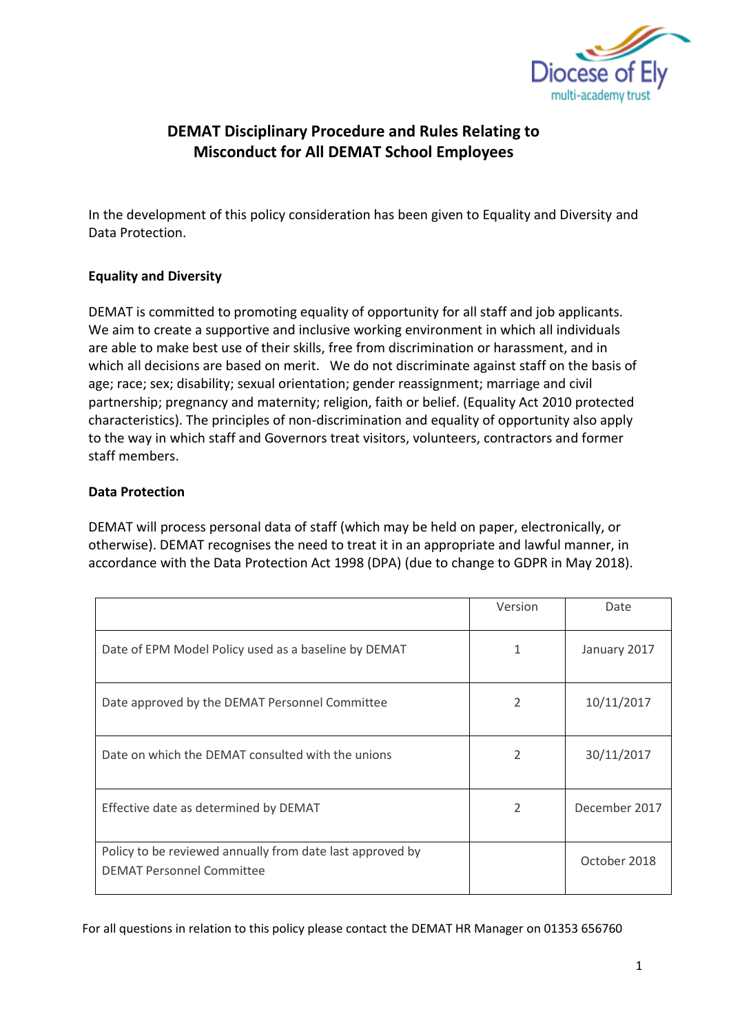# DEMAT Disciplinary Procedure and Rules Relating to Misconduct for All DEMAT School Employees

In the development of this policy consideration has been given to Equality and Diversity and Data Protection.

**Equality and Diversity**

DEMAT is committed to promoting equality of opportunity for all staff and job applicants. We aim to create a supportive and inclusive working environment in which all individuals are able to make best use of their skills, free from discrimination or harassment, and in which all decisions are based on merit. We do not discriminate against staff on the basis of age; race; sex; disability; sexual orientation; gender reassignment; marriage and civil partnership; pregnancy and maternity; religion, faith or belief. (Equality Act 2010 protected characteristics). The principles of non-discrimination and equality of opportunity also apply to the way in which staff and Governors treat visitors, volunteers, contractors and former staff members.

**Data Protection**

DEMAT will process personal data of staff (which may be held on paper, electronically, or otherwise). DEMAT recognises the need to treat it in an appropriate and lawful manner, in accordance with the Data Protection Act 1998 (DPA) (due to change to GDPR in May 2018).

| | Version | Date |
|---|---|---|
| Date of EPM Model Policy used as a baseline by DEMAT | 1 | January 2017 |
| Date approved by the DEMAT Personnel Committee | 2 | 10/11/2017 |
| Date on which the DEMAT consulted with the unions | 2 | 30/11/2017 |
| Effective date as determined by DEMAT | 2 | December 2017 |
| Policy to be reviewed annually from date last approved by DEMAT Personnel Committee | | October 2018 |

For all questions in relation to this policy please contact the DEMAT HR Manager on 01353 656760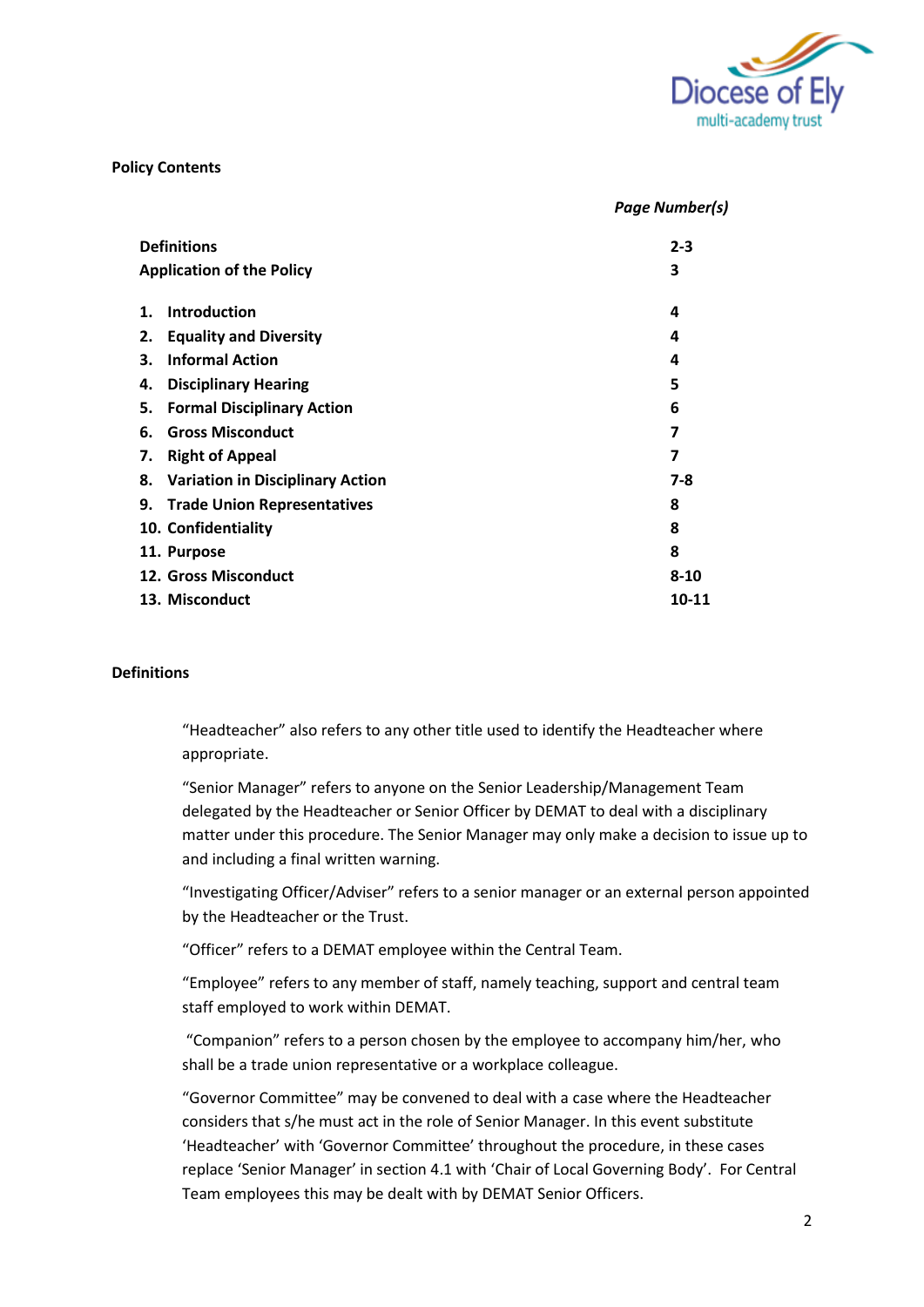**Policy Contents**

| | *Page Number(s)* |
|---|---|
| **Definitions** | **2-3** |
| **Application of the Policy** | **3** |
| **1. Introduction** | **4** |
| **2. Equality and Diversity** | **4** |
| **3. Informal Action** | **4** |
| **4. Disciplinary Hearing** | **5** |
| **5. Formal Disciplinary Action** | **6** |
| **6. Gross Misconduct** | **7** |
| **7. Right of Appeal** | **7** |
| **8. Variation in Disciplinary Action** | **7-8** |
| **9. Trade Union Representatives** | **8** |
| **10. Confidentiality** | **8** |
| **11. Purpose** | **8** |
| **12. Gross Misconduct** | **8-10** |
| **13. Misconduct** | **10-11** |

**Definitions**

"Headteacher" also refers to any other title used to identify the Headteacher where appropriate.

"Senior Manager" refers to anyone on the Senior Leadership/Management Team delegated by the Headteacher or Senior Officer by DEMAT to deal with a disciplinary matter under this procedure. The Senior Manager may only make a decision to issue up to and including a final written warning.

"Investigating Officer/Adviser" refers to a senior manager or an external person appointed by the Headteacher or the Trust.

"Officer" refers to a DEMAT employee within the Central Team.

"Employee" refers to any member of staff, namely teaching, support and central team staff employed to work within DEMAT.

"Companion" refers to a person chosen by the employee to accompany him/her, who shall be a trade union representative or a workplace colleague.

"Governor Committee" may be convened to deal with a case where the Headteacher considers that s/he must act in the role of Senior Manager. In this event substitute 'Headteacher' with 'Governor Committee' throughout the procedure, in these cases replace 'Senior Manager' in section 4.1 with 'Chair of Local Governing Body'. For Central Team employees this may be dealt with by DEMAT Senior Officers.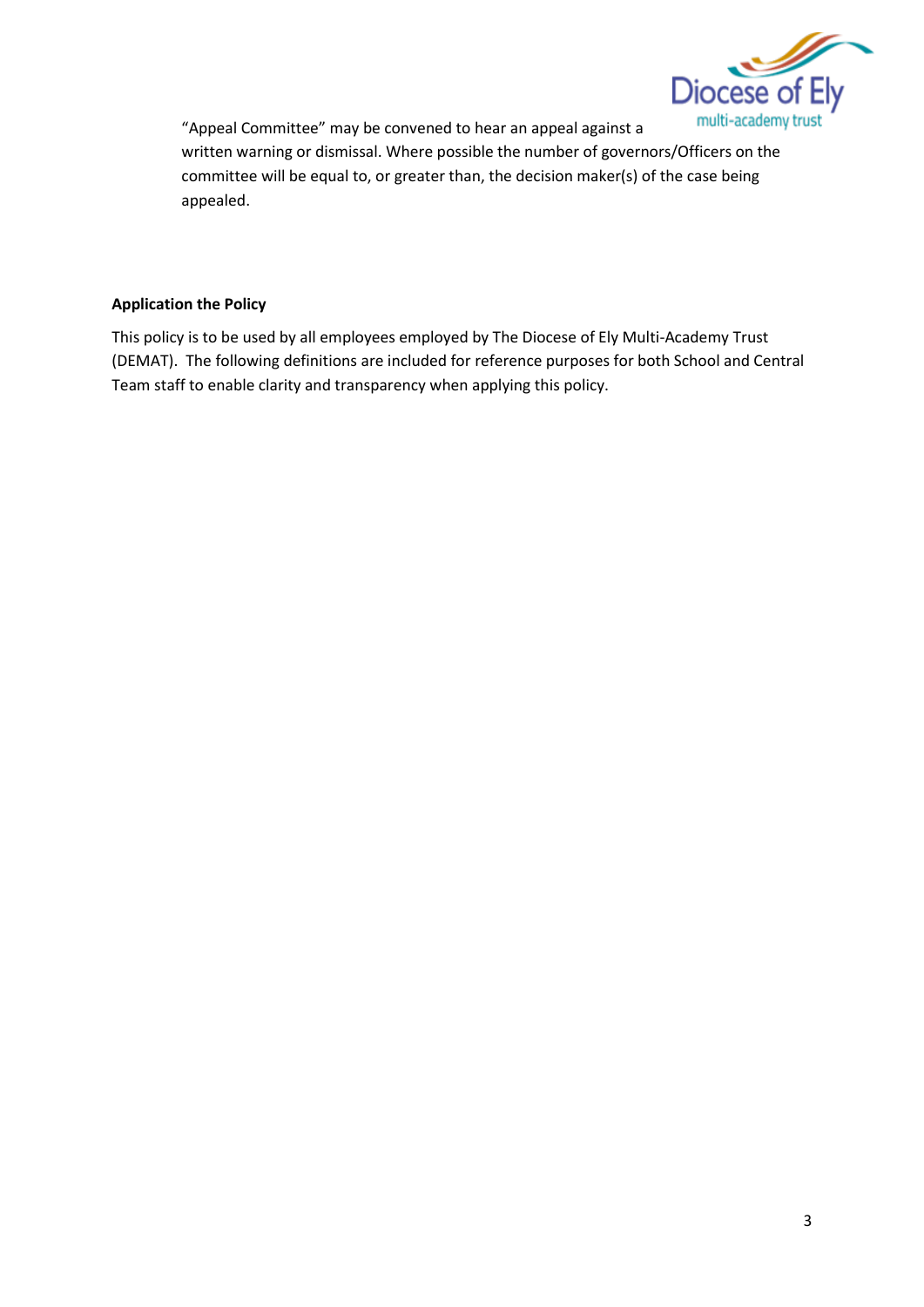"Appeal Committee" may be convened to hear an appeal against a written warning or dismissal. Where possible the number of governors/Officers on the committee will be equal to, or greater than, the decision maker(s) of the case being appealed.

**Application the Policy**

This policy is to be used by all employees employed by The Diocese of Ely Multi-Academy Trust (DEMAT). The following definitions are included for reference purposes for both School and Central Team staff to enable clarity and transparency when applying this policy.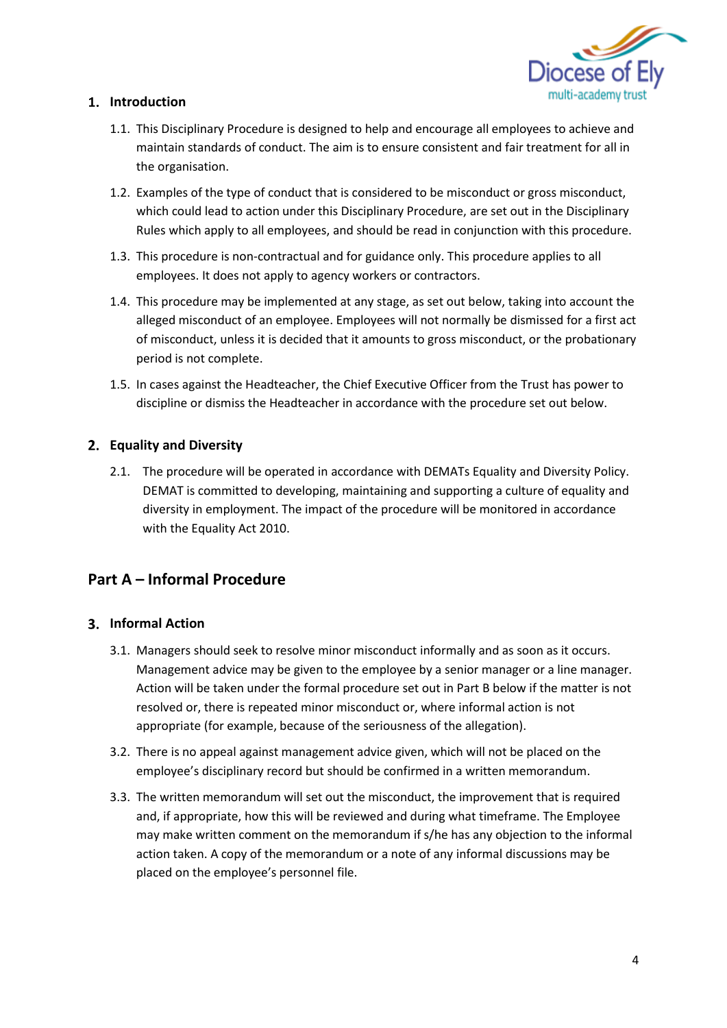## 1. Introduction

1.1. This Disciplinary Procedure is designed to help and encourage all employees to achieve and maintain standards of conduct. The aim is to ensure consistent and fair treatment for all in the organisation.

1.2. Examples of the type of conduct that is considered to be misconduct or gross misconduct, which could lead to action under this Disciplinary Procedure, are set out in the Disciplinary Rules which apply to all employees, and should be read in conjunction with this procedure.

1.3. This procedure is non-contractual and for guidance only. This procedure applies to all employees. It does not apply to agency workers or contractors.

1.4. This procedure may be implemented at any stage, as set out below, taking into account the alleged misconduct of an employee. Employees will not normally be dismissed for a first act of misconduct, unless it is decided that it amounts to gross misconduct, or the probationary period is not complete.

1.5. In cases against the Headteacher, the Chief Executive Officer from the Trust has power to discipline or dismiss the Headteacher in accordance with the procedure set out below.

## 2. Equality and Diversity

2.1. The procedure will be operated in accordance with DEMATs Equality and Diversity Policy. DEMAT is committed to developing, maintaining and supporting a culture of equality and diversity in employment. The impact of the procedure will be monitored in accordance with the Equality Act 2010.

# Part A – Informal Procedure

## 3. Informal Action

3.1. Managers should seek to resolve minor misconduct informally and as soon as it occurs. Management advice may be given to the employee by a senior manager or a line manager. Action will be taken under the formal procedure set out in Part B below if the matter is not resolved or, there is repeated minor misconduct or, where informal action is not appropriate (for example, because of the seriousness of the allegation).

3.2. There is no appeal against management advice given, which will not be placed on the employee's disciplinary record but should be confirmed in a written memorandum.

3.3. The written memorandum will set out the misconduct, the improvement that is required and, if appropriate, how this will be reviewed and during what timeframe. The Employee may make written comment on the memorandum if s/he has any objection to the informal action taken. A copy of the memorandum or a note of any informal discussions may be placed on the employee's personnel file.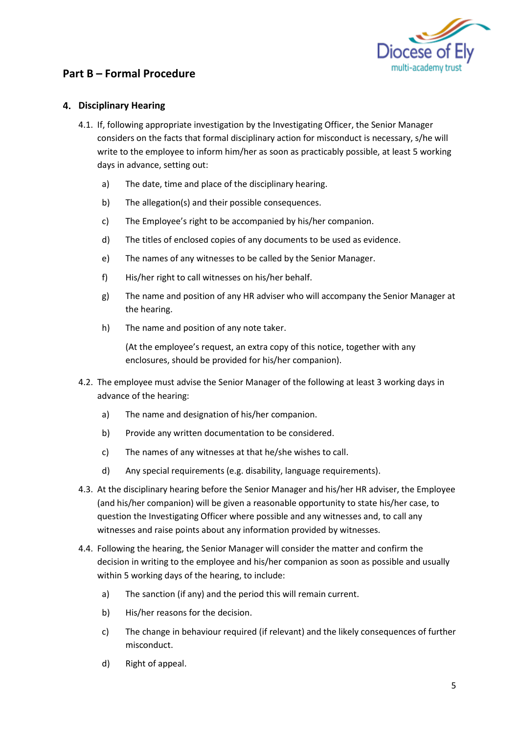## Part B – Formal Procedure

### 4. Disciplinary Hearing

4.1. If, following appropriate investigation by the Investigating Officer, the Senior Manager considers on the facts that formal disciplinary action for misconduct is necessary, s/he will write to the employee to inform him/her as soon as practicably possible, at least 5 working days in advance, setting out:

a) The date, time and place of the disciplinary hearing.

b) The allegation(s) and their possible consequences.

c) The Employee's right to be accompanied by his/her companion.

d) The titles of enclosed copies of any documents to be used as evidence.

e) The names of any witnesses to be called by the Senior Manager.

f) His/her right to call witnesses on his/her behalf.

g) The name and position of any HR adviser who will accompany the Senior Manager at the hearing.

h) The name and position of any note taker.

(At the employee's request, an extra copy of this notice, together with any enclosures, should be provided for his/her companion).

4.2. The employee must advise the Senior Manager of the following at least 3 working days in advance of the hearing:

a) The name and designation of his/her companion.

b) Provide any written documentation to be considered.

c) The names of any witnesses at that he/she wishes to call.

d) Any special requirements (e.g. disability, language requirements).

4.3. At the disciplinary hearing before the Senior Manager and his/her HR adviser, the Employee (and his/her companion) will be given a reasonable opportunity to state his/her case, to question the Investigating Officer where possible and any witnesses and, to call any witnesses and raise points about any information provided by witnesses.

4.4. Following the hearing, the Senior Manager will consider the matter and confirm the decision in writing to the employee and his/her companion as soon as possible and usually within 5 working days of the hearing, to include:

a) The sanction (if any) and the period this will remain current.

b) His/her reasons for the decision.

c) The change in behaviour required (if relevant) and the likely consequences of further misconduct.

d) Right of appeal.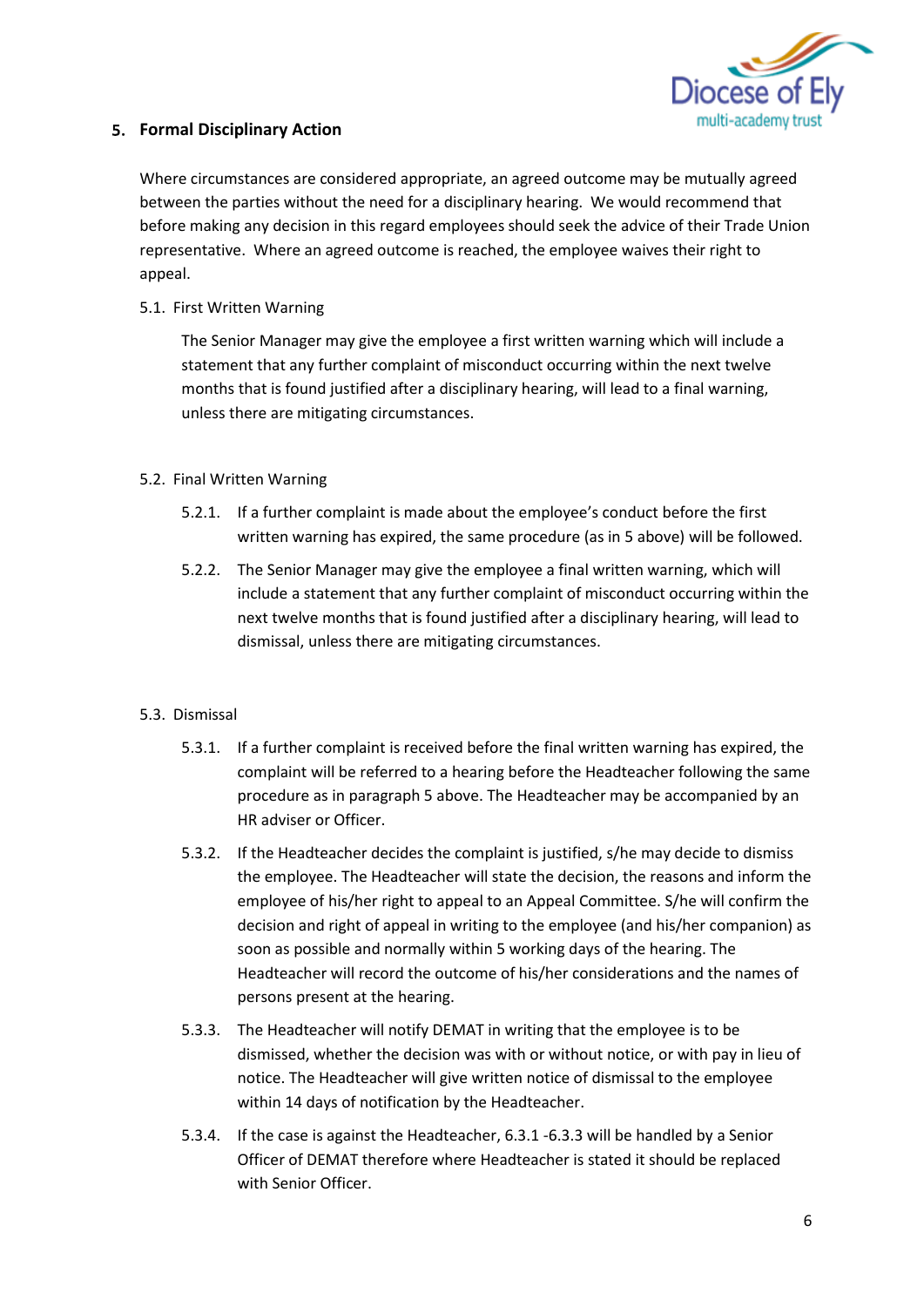## 5. Formal Disciplinary Action

Where circumstances are considered appropriate, an agreed outcome may be mutually agreed between the parties without the need for a disciplinary hearing. We would recommend that before making any decision in this regard employees should seek the advice of their Trade Union representative. Where an agreed outcome is reached, the employee waives their right to appeal.

5.1. First Written Warning

The Senior Manager may give the employee a first written warning which will include a statement that any further complaint of misconduct occurring within the next twelve months that is found justified after a disciplinary hearing, will lead to a final warning, unless there are mitigating circumstances.

5.2. Final Written Warning

5.2.1. If a further complaint is made about the employee's conduct before the first written warning has expired, the same procedure (as in 5 above) will be followed.

5.2.2. The Senior Manager may give the employee a final written warning, which will include a statement that any further complaint of misconduct occurring within the next twelve months that is found justified after a disciplinary hearing, will lead to dismissal, unless there are mitigating circumstances.

5.3. Dismissal

5.3.1. If a further complaint is received before the final written warning has expired, the complaint will be referred to a hearing before the Headteacher following the same procedure as in paragraph 5 above. The Headteacher may be accompanied by an HR adviser or Officer.

5.3.2. If the Headteacher decides the complaint is justified, s/he may decide to dismiss the employee. The Headteacher will state the decision, the reasons and inform the employee of his/her right to appeal to an Appeal Committee. S/he will confirm the decision and right of appeal in writing to the employee (and his/her companion) as soon as possible and normally within 5 working days of the hearing. The Headteacher will record the outcome of his/her considerations and the names of persons present at the hearing.

5.3.3. The Headteacher will notify DEMAT in writing that the employee is to be dismissed, whether the decision was with or without notice, or with pay in lieu of notice. The Headteacher will give written notice of dismissal to the employee within 14 days of notification by the Headteacher.

5.3.4. If the case is against the Headteacher, 6.3.1 -6.3.3 will be handled by a Senior Officer of DEMAT therefore where Headteacher is stated it should be replaced with Senior Officer.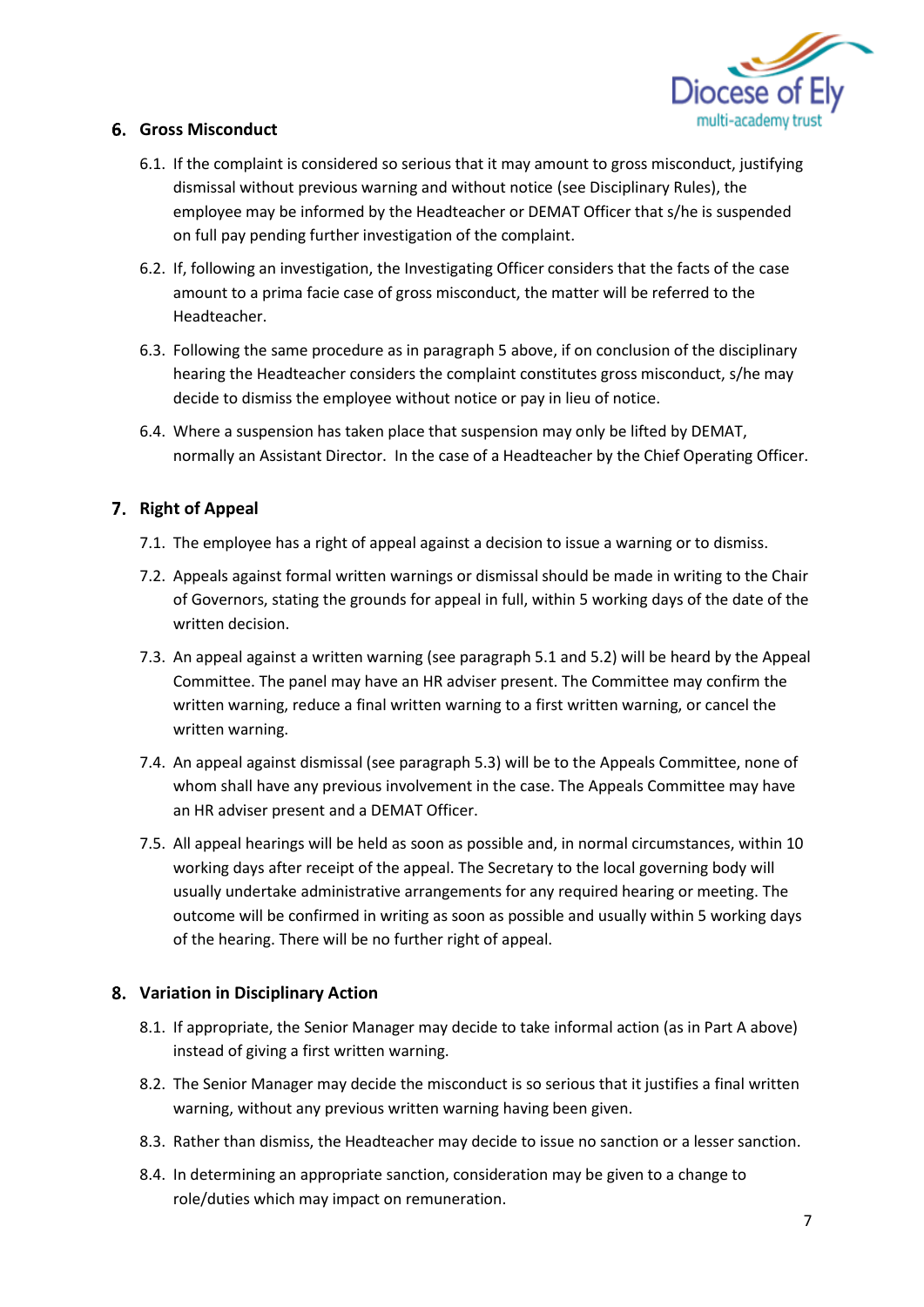## 6. Gross Misconduct

6.1. If the complaint is considered so serious that it may amount to gross misconduct, justifying dismissal without previous warning and without notice (see Disciplinary Rules), the employee may be informed by the Headteacher or DEMAT Officer that s/he is suspended on full pay pending further investigation of the complaint.

6.2. If, following an investigation, the Investigating Officer considers that the facts of the case amount to a prima facie case of gross misconduct, the matter will be referred to the Headteacher.

6.3. Following the same procedure as in paragraph 5 above, if on conclusion of the disciplinary hearing the Headteacher considers the complaint constitutes gross misconduct, s/he may decide to dismiss the employee without notice or pay in lieu of notice.

6.4. Where a suspension has taken place that suspension may only be lifted by DEMAT, normally an Assistant Director. In the case of a Headteacher by the Chief Operating Officer.

## 7. Right of Appeal

7.1. The employee has a right of appeal against a decision to issue a warning or to dismiss.

7.2. Appeals against formal written warnings or dismissal should be made in writing to the Chair of Governors, stating the grounds for appeal in full, within 5 working days of the date of the written decision.

7.3. An appeal against a written warning (see paragraph 5.1 and 5.2) will be heard by the Appeal Committee. The panel may have an HR adviser present. The Committee may confirm the written warning, reduce a final written warning to a first written warning, or cancel the written warning.

7.4. An appeal against dismissal (see paragraph 5.3) will be to the Appeals Committee, none of whom shall have any previous involvement in the case. The Appeals Committee may have an HR adviser present and a DEMAT Officer.

7.5. All appeal hearings will be held as soon as possible and, in normal circumstances, within 10 working days after receipt of the appeal. The Secretary to the local governing body will usually undertake administrative arrangements for any required hearing or meeting. The outcome will be confirmed in writing as soon as possible and usually within 5 working days of the hearing. There will be no further right of appeal.

## 8. Variation in Disciplinary Action

8.1. If appropriate, the Senior Manager may decide to take informal action (as in Part A above) instead of giving a first written warning.

8.2. The Senior Manager may decide the misconduct is so serious that it justifies a final written warning, without any previous written warning having been given.

8.3. Rather than dismiss, the Headteacher may decide to issue no sanction or a lesser sanction.

8.4. In determining an appropriate sanction, consideration may be given to a change to role/duties which may impact on remuneration.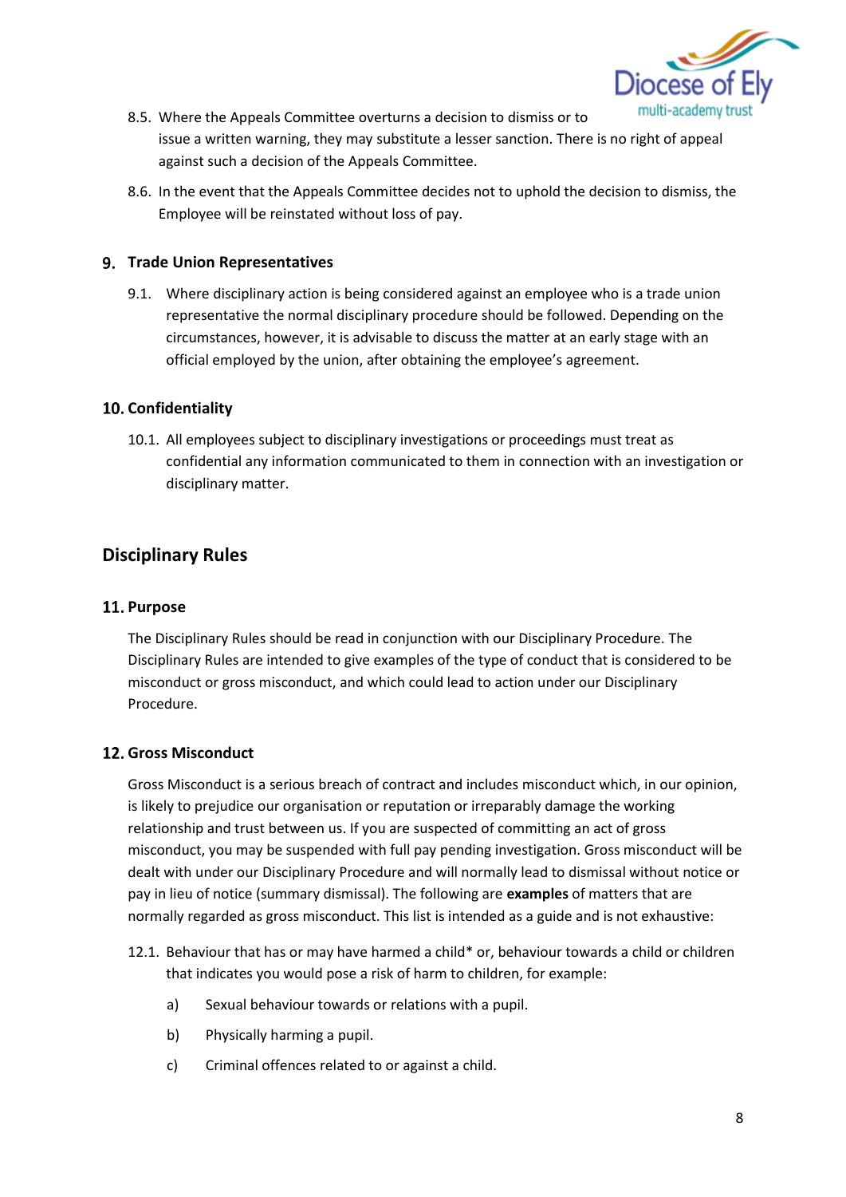8.5. Where the Appeals Committee overturns a decision to dismiss or to issue a written warning, they may substitute a lesser sanction. There is no right of appeal against such a decision of the Appeals Committee.

8.6. In the event that the Appeals Committee decides not to uphold the decision to dismiss, the Employee will be reinstated without loss of pay.

### 9. Trade Union Representatives

9.1. Where disciplinary action is being considered against an employee who is a trade union representative the normal disciplinary procedure should be followed. Depending on the circumstances, however, it is advisable to discuss the matter at an early stage with an official employed by the union, after obtaining the employee's agreement.

### 10. Confidentiality

10.1. All employees subject to disciplinary investigations or proceedings must treat as confidential any information communicated to them in connection with an investigation or disciplinary matter.

## Disciplinary Rules

### 11. Purpose

The Disciplinary Rules should be read in conjunction with our Disciplinary Procedure. The Disciplinary Rules are intended to give examples of the type of conduct that is considered to be misconduct or gross misconduct, and which could lead to action under our Disciplinary Procedure.

### 12. Gross Misconduct

Gross Misconduct is a serious breach of contract and includes misconduct which, in our opinion, is likely to prejudice our organisation or reputation or irreparably damage the working relationship and trust between us. If you are suspected of committing an act of gross misconduct, you may be suspended with full pay pending investigation. Gross misconduct will be dealt with under our Disciplinary Procedure and will normally lead to dismissal without notice or pay in lieu of notice (summary dismissal). The following are **examples** of matters that are normally regarded as gross misconduct. This list is intended as a guide and is not exhaustive:

12.1. Behaviour that has or may have harmed a child* or, behaviour towards a child or children that indicates you would pose a risk of harm to children, for example:

a) Sexual behaviour towards or relations with a pupil.

b) Physically harming a pupil.

c) Criminal offences related to or against a child.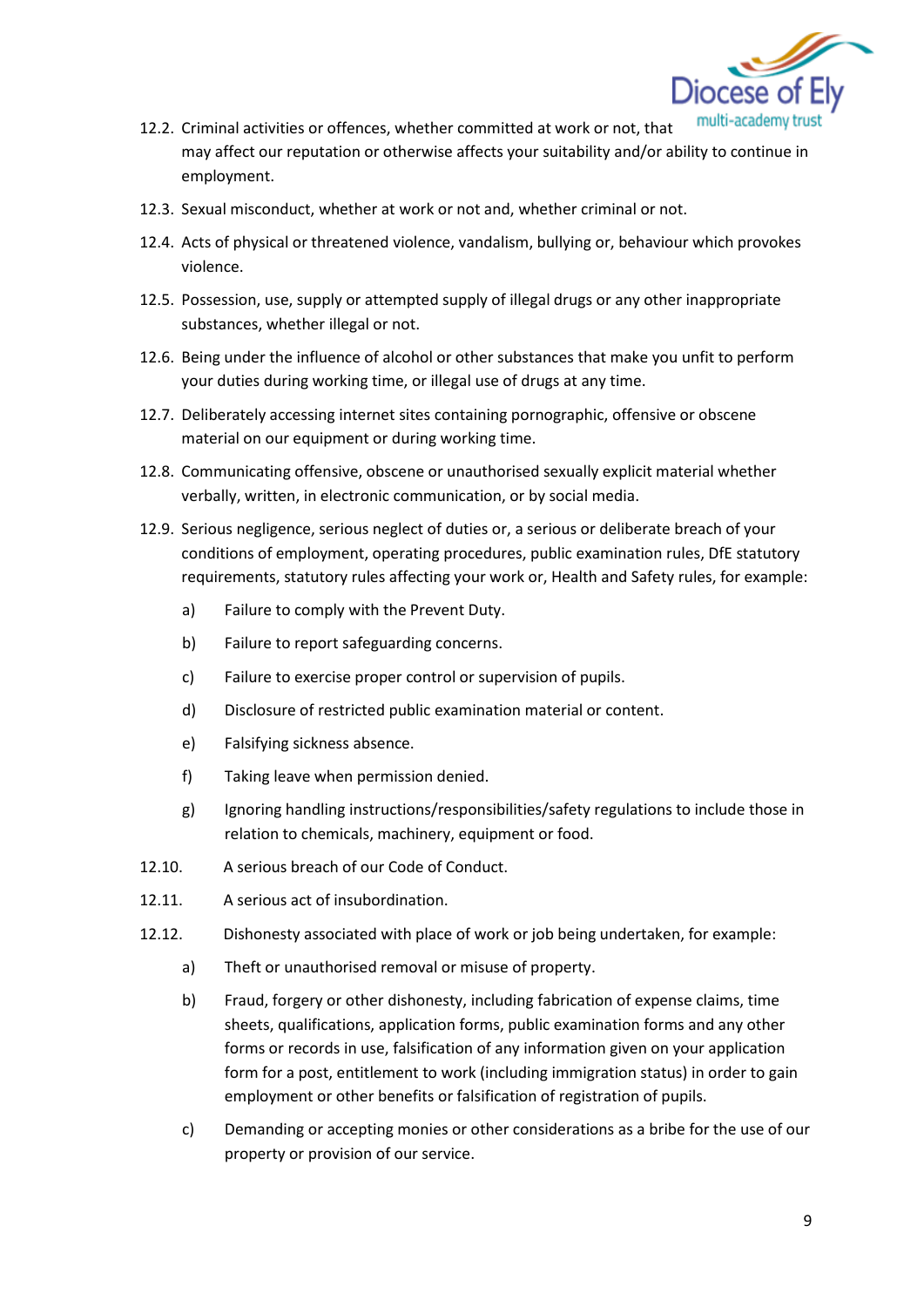12.2. Criminal activities or offences, whether committed at work or not, that may affect our reputation or otherwise affects your suitability and/or ability to continue in employment.

12.3. Sexual misconduct, whether at work or not and, whether criminal or not.

12.4. Acts of physical or threatened violence, vandalism, bullying or, behaviour which provokes violence.

12.5. Possession, use, supply or attempted supply of illegal drugs or any other inappropriate substances, whether illegal or not.

12.6. Being under the influence of alcohol or other substances that make you unfit to perform your duties during working time, or illegal use of drugs at any time.

12.7. Deliberately accessing internet sites containing pornographic, offensive or obscene material on our equipment or during working time.

12.8. Communicating offensive, obscene or unauthorised sexually explicit material whether verbally, written, in electronic communication, or by social media.

12.9. Serious negligence, serious neglect of duties or, a serious or deliberate breach of your conditions of employment, operating procedures, public examination rules, DfE statutory requirements, statutory rules affecting your work or, Health and Safety rules, for example:

a) Failure to comply with the Prevent Duty.

b) Failure to report safeguarding concerns.

c) Failure to exercise proper control or supervision of pupils.

d) Disclosure of restricted public examination material or content.

e) Falsifying sickness absence.

f) Taking leave when permission denied.

g) Ignoring handling instructions/responsibilities/safety regulations to include those in relation to chemicals, machinery, equipment or food.

12.10. A serious breach of our Code of Conduct.

12.11. A serious act of insubordination.

12.12. Dishonesty associated with place of work or job being undertaken, for example:

a) Theft or unauthorised removal or misuse of property.

b) Fraud, forgery or other dishonesty, including fabrication of expense claims, time sheets, qualifications, application forms, public examination forms and any other forms or records in use, falsification of any information given on your application form for a post, entitlement to work (including immigration status) in order to gain employment or other benefits or falsification of registration of pupils.

c) Demanding or accepting monies or other considerations as a bribe for the use of our property or provision of our service.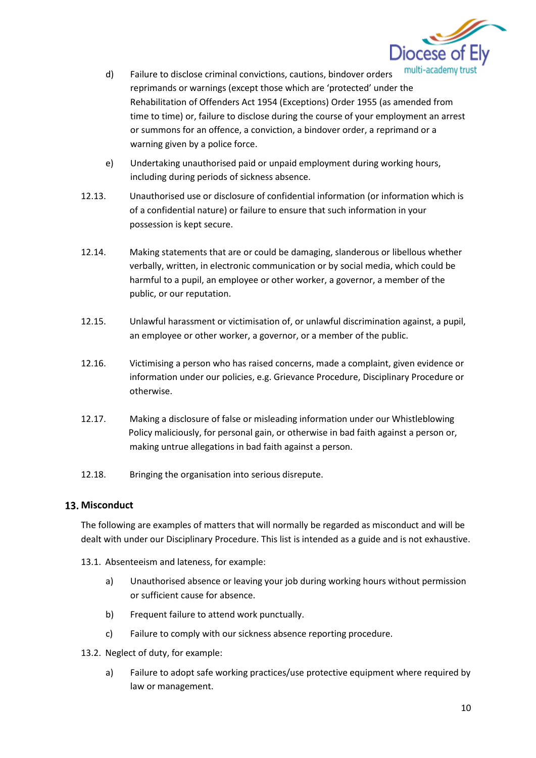d) Failure to disclose criminal convictions, cautions, bindover orders reprimands or warnings (except those which are 'protected' under the Rehabilitation of Offenders Act 1954 (Exceptions) Order 1955 (as amended from time to time) or, failure to disclose during the course of your employment an arrest or summons for an offence, a conviction, a bindover order, a reprimand or a warning given by a police force.

e) Undertaking unauthorised paid or unpaid employment during working hours, including during periods of sickness absence.

12.13. Unauthorised use or disclosure of confidential information (or information which is of a confidential nature) or failure to ensure that such information in your possession is kept secure.

12.14. Making statements that are or could be damaging, slanderous or libellous whether verbally, written, in electronic communication or by social media, which could be harmful to a pupil, an employee or other worker, a governor, a member of the public, or our reputation.

12.15. Unlawful harassment or victimisation of, or unlawful discrimination against, a pupil, an employee or other worker, a governor, or a member of the public.

12.16. Victimising a person who has raised concerns, made a complaint, given evidence or information under our policies, e.g. Grievance Procedure, Disciplinary Procedure or otherwise.

12.17. Making a disclosure of false or misleading information under our Whistleblowing Policy maliciously, for personal gain, or otherwise in bad faith against a person or, making untrue allegations in bad faith against a person.

12.18. Bringing the organisation into serious disrepute.

## 13. Misconduct

The following are examples of matters that will normally be regarded as misconduct and will be dealt with under our Disciplinary Procedure. This list is intended as a guide and is not exhaustive.

13.1. Absenteeism and lateness, for example:

a) Unauthorised absence or leaving your job during working hours without permission or sufficient cause for absence.

b) Frequent failure to attend work punctually.

c) Failure to comply with our sickness absence reporting procedure.

13.2. Neglect of duty, for example:

a) Failure to adopt safe working practices/use protective equipment where required by law or management.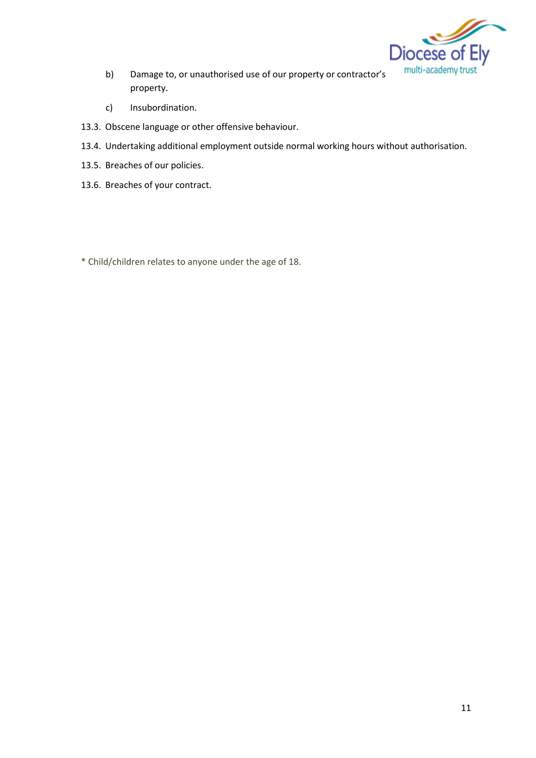b) Damage to, or unauthorised use of our property or contractor's property.

c) Insubordination.

13.3. Obscene language or other offensive behaviour.

13.4. Undertaking additional employment outside normal working hours without authorisation.

13.5. Breaches of our policies.

13.6. Breaches of your contract.

* Child/children relates to anyone under the age of 18.